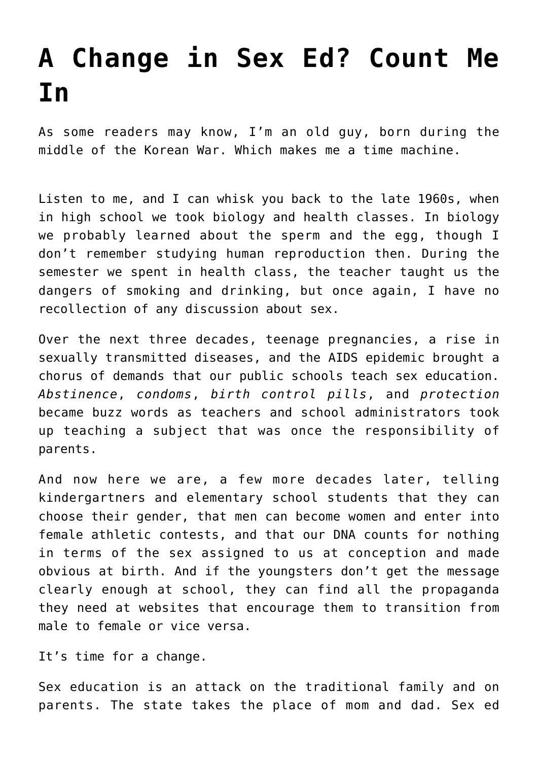# A Change in Sex Ed? Count Me In

As some readers may know, I'm an old guy, born during the middle of the Korean War. Which makes me a time machine.

Listen to me, and I can whisk you back to the late 1960s, when in high school we took biology and health classes. In biology we probably learned about the sperm and the egg, though I don't remember studying human reproduction then. During the semester we spent in health class, the teacher taught us the dangers of smoking and drinking, but once again, I have no recollection of any discussion about sex.

Over the next three decades, teenage pregnancies, a rise in sexually transmitted diseases, and the AIDS epidemic brought a chorus of demands that our public schools teach sex education. *Abstinence*, *condoms*, *birth control pills*, and *protection* became buzz words as teachers and school administrators took up teaching a subject that was once the responsibility of parents.

And now here we are, a few more decades later, telling kindergartners and elementary school students that they can choose their gender, that men can become women and enter into female athletic contests, and that our DNA counts for nothing in terms of the sex assigned to us at conception and made obvious at birth. And if the youngsters don't get the message clearly enough at school, they can find all the propaganda they need at websites that encourage them to transition from male to female or vice versa.

It's time for a change.

Sex education is an attack on the traditional family and on parents. The state takes the place of mom and dad. Sex ed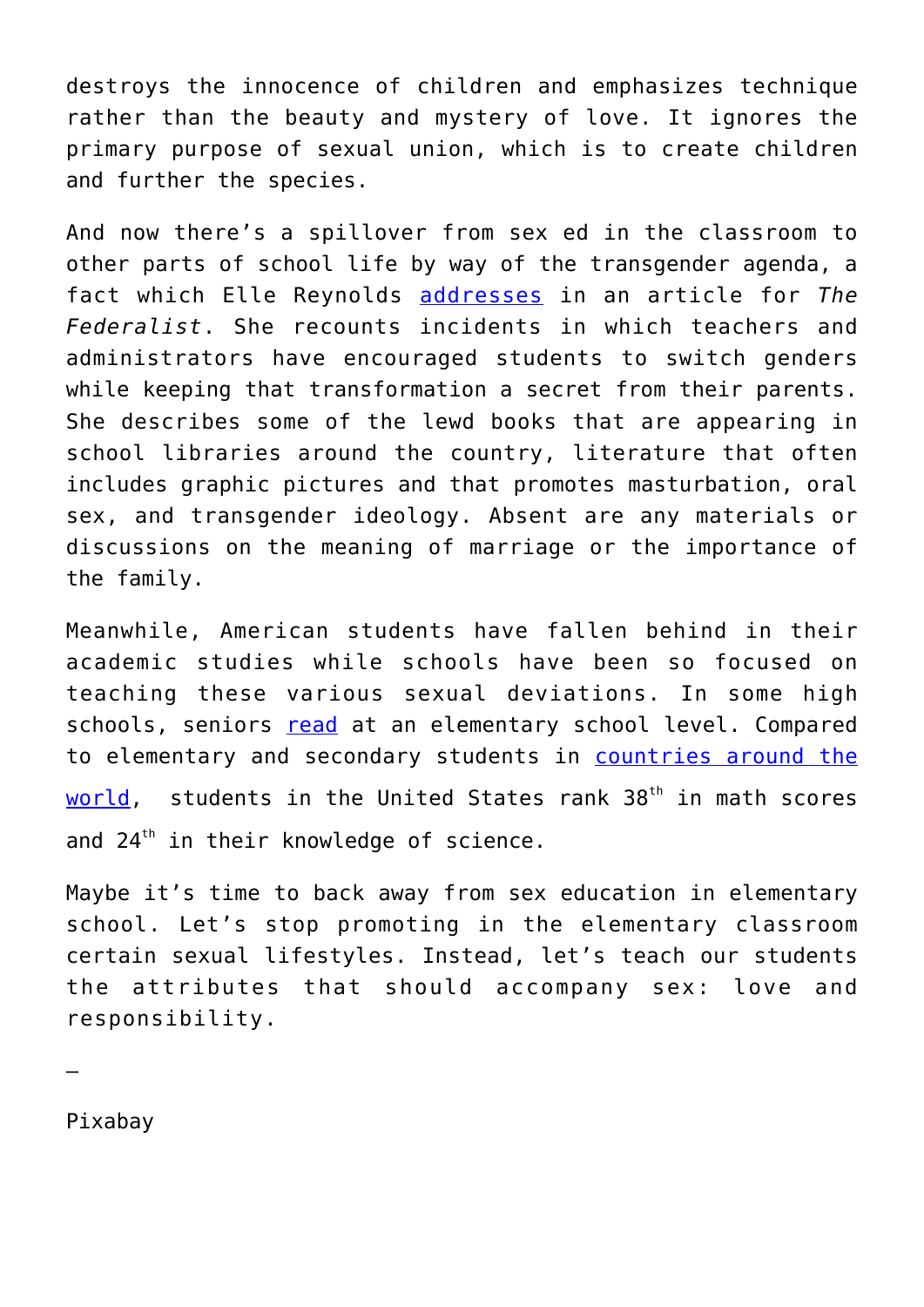destroys the innocence of children and emphasizes technique rather than the beauty and mystery of love. It ignores the primary purpose of sexual union, which is to create children and further the species.

And now there's a spillover from sex ed in the classroom to other parts of school life by way of the transgender agenda, a fact which Elle Reynolds addresses in an article for *The Federalist*. She recounts incidents in which teachers and administrators have encouraged students to switch genders while keeping that transformation a secret from their parents. She describes some of the lewd books that are appearing in school libraries around the country, literature that often includes graphic pictures and that promotes masturbation, oral sex, and transgender ideology. Absent are any materials or discussions on the meaning of marriage or the importance of the family.

Meanwhile, American students have fallen behind in their academic studies while schools have been so focused on teaching these various sexual deviations. In some high schools, seniors read at an elementary school level. Compared to elementary and secondary students in countries around the world, students in the United States rank 38th in math scores and 24th in their knowledge of science.

Maybe it's time to back away from sex education in elementary school. Let's stop promoting in the elementary classroom certain sexual lifestyles. Instead, let's teach our students the attributes that should accompany sex: love and responsibility.

—

Pixabay